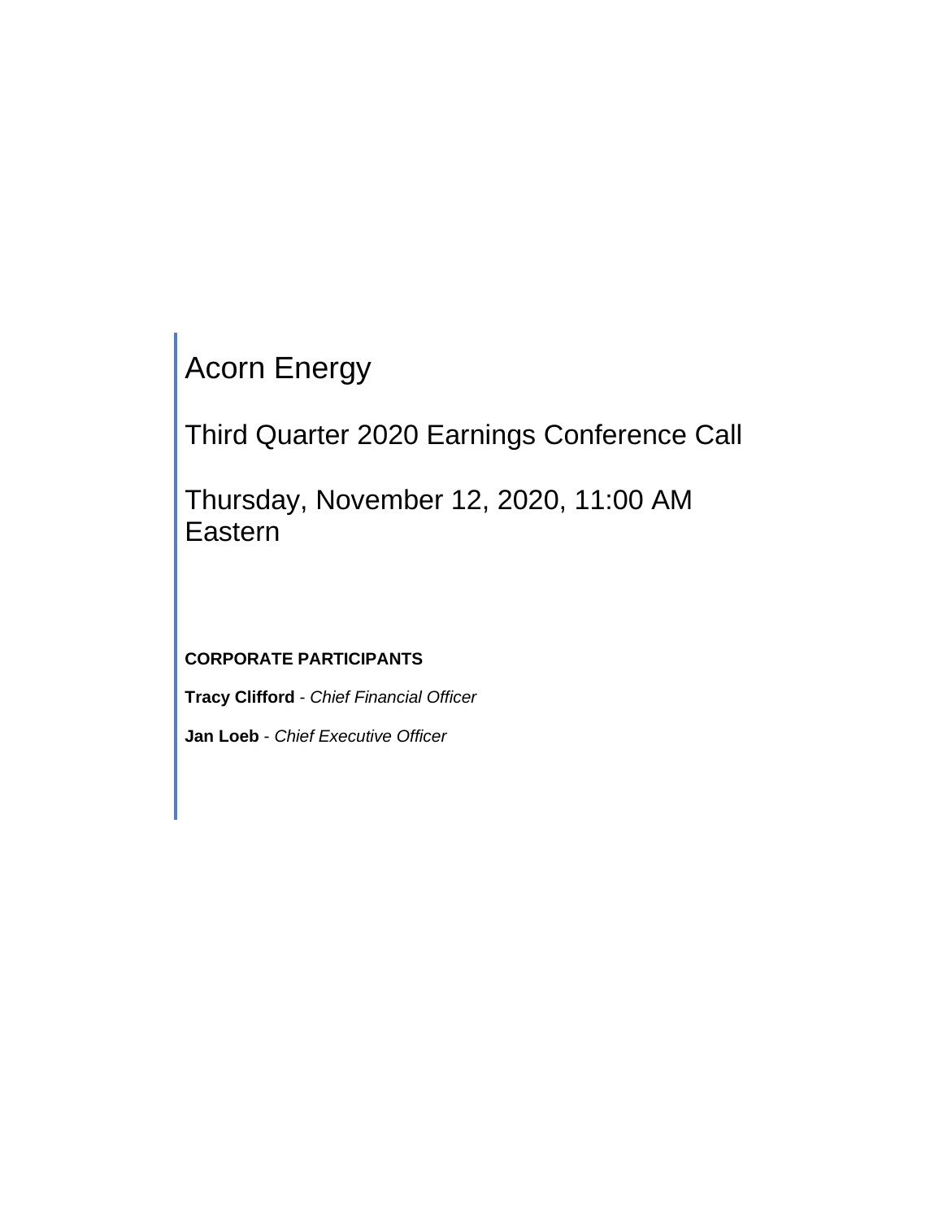# Acorn Energy

## Third Quarter 2020 Earnings Conference Call

## Thursday, November 12, 2020, 11:00 AM Eastern

**CORPORATE PARTICIPANTS**

**Tracy Clifford** - *Chief Financial Officer*

**Jan Loeb** - *Chief Executive Officer*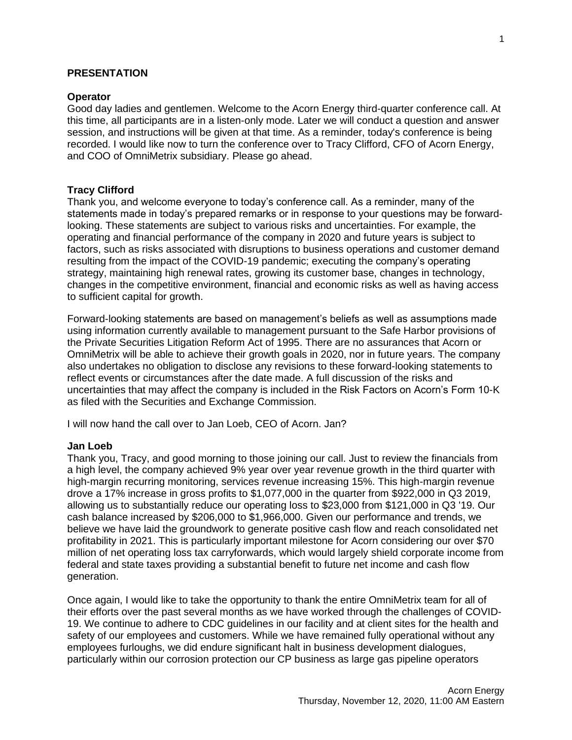**PRESENTATION**

**Operator**
Good day ladies and gentlemen. Welcome to the Acorn Energy third-quarter conference call. At this time, all participants are in a listen-only mode. Later we will conduct a question and answer session, and instructions will be given at that time. As a reminder, today's conference is being recorded. I would like now to turn the conference over to Tracy Clifford, CFO of Acorn Energy, and COO of OmniMetrix subsidiary. Please go ahead.

**Tracy Clifford**
Thank you, and welcome everyone to today's conference call. As a reminder, many of the statements made in today's prepared remarks or in response to your questions may be forward-looking. These statements are subject to various risks and uncertainties. For example, the operating and financial performance of the company in 2020 and future years is subject to factors, such as risks associated with disruptions to business operations and customer demand resulting from the impact of the COVID-19 pandemic; executing the company's operating strategy, maintaining high renewal rates, growing its customer base, changes in technology, changes in the competitive environment, financial and economic risks as well as having access to sufficient capital for growth.

Forward-looking statements are based on management's beliefs as well as assumptions made using information currently available to management pursuant to the Safe Harbor provisions of the Private Securities Litigation Reform Act of 1995. There are no assurances that Acorn or OmniMetrix will be able to achieve their growth goals in 2020, nor in future years. The company also undertakes no obligation to disclose any revisions to these forward-looking statements to reflect events or circumstances after the date made. A full discussion of the risks and uncertainties that may affect the company is included in the Risk Factors on Acorn's Form 10-K as filed with the Securities and Exchange Commission.

I will now hand the call over to Jan Loeb, CEO of Acorn. Jan?

**Jan Loeb**
Thank you, Tracy, and good morning to those joining our call. Just to review the financials from a high level, the company achieved 9% year over year revenue growth in the third quarter with high-margin recurring monitoring, services revenue increasing 15%. This high-margin revenue drove a 17% increase in gross profits to $1,077,000 in the quarter from $922,000 in Q3 2019, allowing us to substantially reduce our operating loss to $23,000 from $121,000 in Q3 '19. Our cash balance increased by $206,000 to $1,966,000. Given our performance and trends, we believe we have laid the groundwork to generate positive cash flow and reach consolidated net profitability in 2021. This is particularly important milestone for Acorn considering our over $70 million of net operating loss tax carryforwards, which would largely shield corporate income from federal and state taxes providing a substantial benefit to future net income and cash flow generation.

Once again, I would like to take the opportunity to thank the entire OmniMetrix team for all of their efforts over the past several months as we have worked through the challenges of COVID-19. We continue to adhere to CDC guidelines in our facility and at client sites for the health and safety of our employees and customers. While we have remained fully operational without any employees furloughs, we did endure significant halt in business development dialogues, particularly within our corrosion protection our CP business as large gas pipeline operators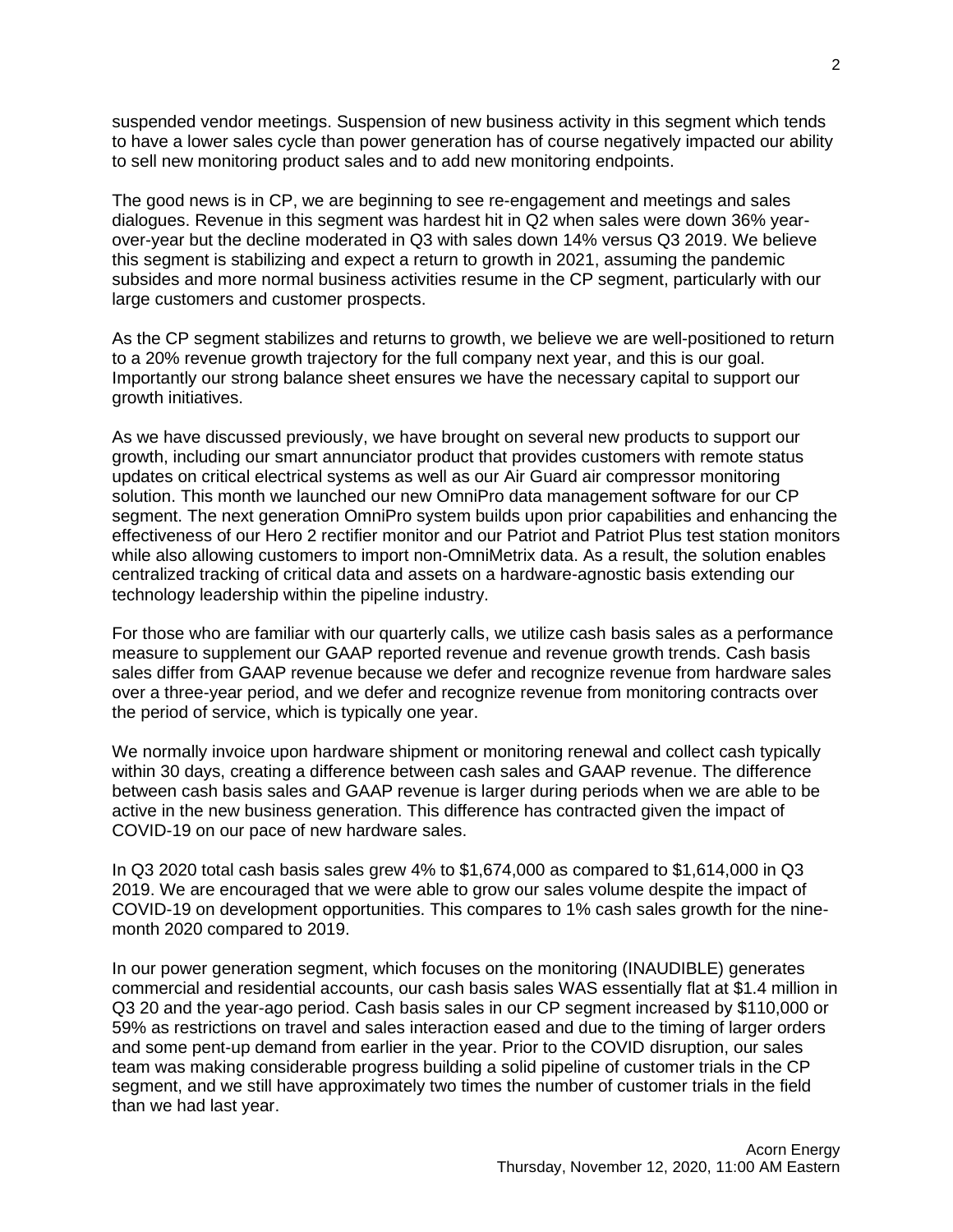suspended vendor meetings. Suspension of new business activity in this segment which tends to have a lower sales cycle than power generation has of course negatively impacted our ability to sell new monitoring product sales and to add new monitoring endpoints.

The good news is in CP, we are beginning to see re-engagement and meetings and sales dialogues. Revenue in this segment was hardest hit in Q2 when sales were down 36% year-over-year but the decline moderated in Q3 with sales down 14% versus Q3 2019. We believe this segment is stabilizing and expect a return to growth in 2021, assuming the pandemic subsides and more normal business activities resume in the CP segment, particularly with our large customers and customer prospects.

As the CP segment stabilizes and returns to growth, we believe we are well-positioned to return to a 20% revenue growth trajectory for the full company next year, and this is our goal. Importantly our strong balance sheet ensures we have the necessary capital to support our growth initiatives.

As we have discussed previously, we have brought on several new products to support our growth, including our smart annunciator product that provides customers with remote status updates on critical electrical systems as well as our Air Guard air compressor monitoring solution. This month we launched our new OmniPro data management software for our CP segment. The next generation OmniPro system builds upon prior capabilities and enhancing the effectiveness of our Hero 2 rectifier monitor and our Patriot and Patriot Plus test station monitors while also allowing customers to import non-OmniMetrix data. As a result, the solution enables centralized tracking of critical data and assets on a hardware-agnostic basis extending our technology leadership within the pipeline industry.

For those who are familiar with our quarterly calls, we utilize cash basis sales as a performance measure to supplement our GAAP reported revenue and revenue growth trends. Cash basis sales differ from GAAP revenue because we defer and recognize revenue from hardware sales over a three-year period, and we defer and recognize revenue from monitoring contracts over the period of service, which is typically one year.

We normally invoice upon hardware shipment or monitoring renewal and collect cash typically within 30 days, creating a difference between cash sales and GAAP revenue. The difference between cash basis sales and GAAP revenue is larger during periods when we are able to be active in the new business generation. This difference has contracted given the impact of COVID-19 on our pace of new hardware sales.

In Q3 2020 total cash basis sales grew 4% to $1,674,000 as compared to $1,614,000 in Q3 2019. We are encouraged that we were able to grow our sales volume despite the impact of COVID-19 on development opportunities. This compares to 1% cash sales growth for the nine-month 2020 compared to 2019.

In our power generation segment, which focuses on the monitoring (INAUDIBLE) generates commercial and residential accounts, our cash basis sales WAS essentially flat at $1.4 million in Q3 20 and the year-ago period. Cash basis sales in our CP segment increased by $110,000 or 59% as restrictions on travel and sales interaction eased and due to the timing of larger orders and some pent-up demand from earlier in the year. Prior to the COVID disruption, our sales team was making considerable progress building a solid pipeline of customer trials in the CP segment, and we still have approximately two times the number of customer trials in the field than we had last year.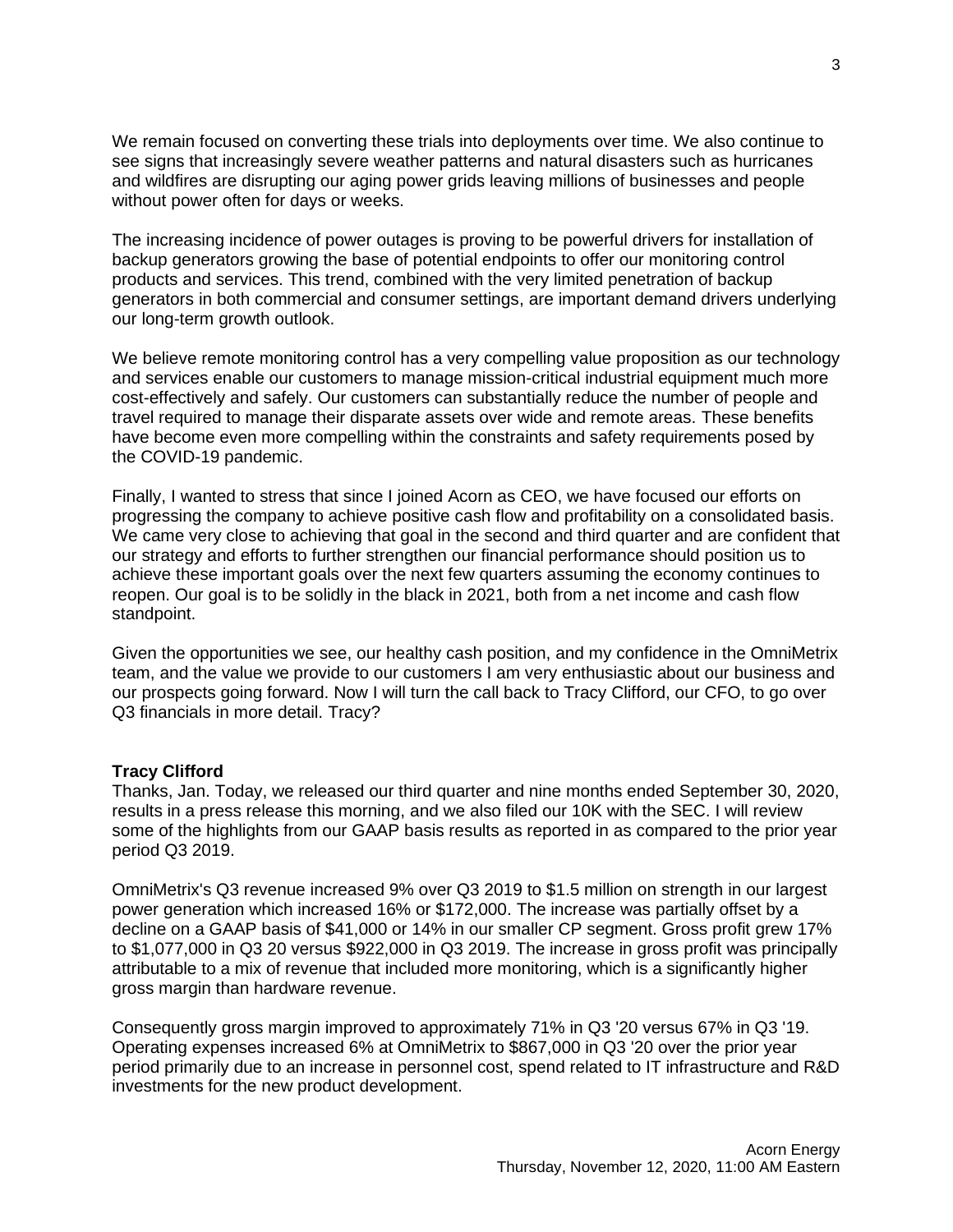We remain focused on converting these trials into deployments over time. We also continue to see signs that increasingly severe weather patterns and natural disasters such as hurricanes and wildfires are disrupting our aging power grids leaving millions of businesses and people without power often for days or weeks.

The increasing incidence of power outages is proving to be powerful drivers for installation of backup generators growing the base of potential endpoints to offer our monitoring control products and services. This trend, combined with the very limited penetration of backup generators in both commercial and consumer settings, are important demand drivers underlying our long-term growth outlook.

We believe remote monitoring control has a very compelling value proposition as our technology and services enable our customers to manage mission-critical industrial equipment much more cost-effectively and safely. Our customers can substantially reduce the number of people and travel required to manage their disparate assets over wide and remote areas. These benefits have become even more compelling within the constraints and safety requirements posed by the COVID-19 pandemic.

Finally, I wanted to stress that since I joined Acorn as CEO, we have focused our efforts on progressing the company to achieve positive cash flow and profitability on a consolidated basis. We came very close to achieving that goal in the second and third quarter and are confident that our strategy and efforts to further strengthen our financial performance should position us to achieve these important goals over the next few quarters assuming the economy continues to reopen. Our goal is to be solidly in the black in 2021, both from a net income and cash flow standpoint.

Given the opportunities we see, our healthy cash position, and my confidence in the OmniMetrix team, and the value we provide to our customers I am very enthusiastic about our business and our prospects going forward. Now I will turn the call back to Tracy Clifford, our CFO, to go over Q3 financials in more detail. Tracy?

**Tracy Clifford**
Thanks, Jan. Today, we released our third quarter and nine months ended September 30, 2020, results in a press release this morning, and we also filed our 10K with the SEC. I will review some of the highlights from our GAAP basis results as reported in as compared to the prior year period Q3 2019.

OmniMetrix's Q3 revenue increased 9% over Q3 2019 to $1.5 million on strength in our largest power generation which increased 16% or $172,000. The increase was partially offset by a decline on a GAAP basis of $41,000 or 14% in our smaller CP segment. Gross profit grew 17% to $1,077,000 in Q3 20 versus $922,000 in Q3 2019. The increase in gross profit was principally attributable to a mix of revenue that included more monitoring, which is a significantly higher gross margin than hardware revenue.

Consequently gross margin improved to approximately 71% in Q3 '20 versus 67% in Q3 '19. Operating expenses increased 6% at OmniMetrix to $867,000 in Q3 '20 over the prior year period primarily due to an increase in personnel cost, spend related to IT infrastructure and R&D investments for the new product development.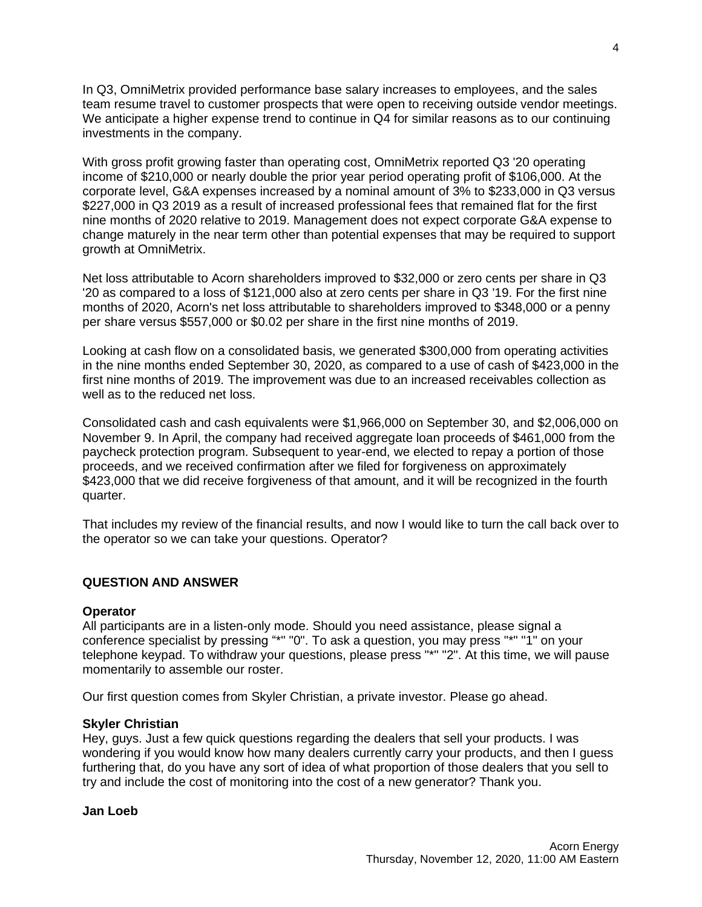In Q3, OmniMetrix provided performance base salary increases to employees, and the sales team resume travel to customer prospects that were open to receiving outside vendor meetings. We anticipate a higher expense trend to continue in Q4 for similar reasons as to our continuing investments in the company.

With gross profit growing faster than operating cost, OmniMetrix reported Q3 '20 operating income of $210,000 or nearly double the prior year period operating profit of $106,000. At the corporate level, G&A expenses increased by a nominal amount of 3% to $233,000 in Q3 versus $227,000 in Q3 2019 as a result of increased professional fees that remained flat for the first nine months of 2020 relative to 2019. Management does not expect corporate G&A expense to change maturely in the near term other than potential expenses that may be required to support growth at OmniMetrix.

Net loss attributable to Acorn shareholders improved to $32,000 or zero cents per share in Q3 '20 as compared to a loss of $121,000 also at zero cents per share in Q3 '19. For the first nine months of 2020, Acorn's net loss attributable to shareholders improved to $348,000 or a penny per share versus $557,000 or $0.02 per share in the first nine months of 2019.

Looking at cash flow on a consolidated basis, we generated $300,000 from operating activities in the nine months ended September 30, 2020, as compared to a use of cash of $423,000 in the first nine months of 2019. The improvement was due to an increased receivables collection as well as to the reduced net loss.

Consolidated cash and cash equivalents were $1,966,000 on September 30, and $2,006,000 on November 9. In April, the company had received aggregate loan proceeds of $461,000 from the paycheck protection program. Subsequent to year-end, we elected to repay a portion of those proceeds, and we received confirmation after we filed for forgiveness on approximately $423,000 that we did receive forgiveness of that amount, and it will be recognized in the fourth quarter.

That includes my review of the financial results, and now I would like to turn the call back over to the operator so we can take your questions. Operator?

## QUESTION AND ANSWER

**Operator**
All participants are in a listen-only mode. Should you need assistance, please signal a conference specialist by pressing "*" "0". To ask a question, you may press "*" "1" on your telephone keypad. To withdraw your questions, please press "*" "2". At this time, we will pause momentarily to assemble our roster.

Our first question comes from Skyler Christian, a private investor. Please go ahead.

**Skyler Christian**
Hey, guys. Just a few quick questions regarding the dealers that sell your products. I was wondering if you would know how many dealers currently carry your products, and then I guess furthering that, do you have any sort of idea of what proportion of those dealers that you sell to try and include the cost of monitoring into the cost of a new generator? Thank you.

**Jan Loeb**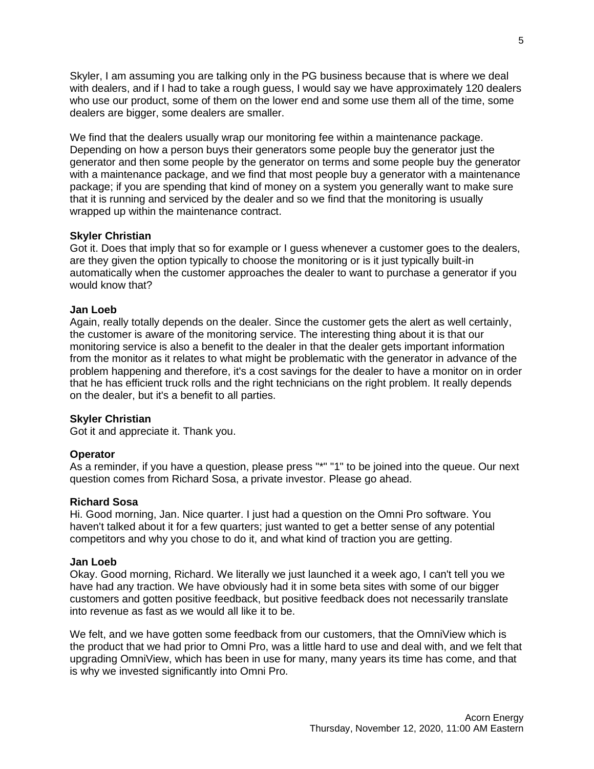Skyler, I am assuming you are talking only in the PG business because that is where we deal with dealers, and if I had to take a rough guess, I would say we have approximately 120 dealers who use our product, some of them on the lower end and some use them all of the time, some dealers are bigger, some dealers are smaller.

We find that the dealers usually wrap our monitoring fee within a maintenance package. Depending on how a person buys their generators some people buy the generator just the generator and then some people by the generator on terms and some people buy the generator with a maintenance package, and we find that most people buy a generator with a maintenance package; if you are spending that kind of money on a system you generally want to make sure that it is running and serviced by the dealer and so we find that the monitoring is usually wrapped up within the maintenance contract.

**Skyler Christian**
Got it. Does that imply that so for example or I guess whenever a customer goes to the dealers, are they given the option typically to choose the monitoring or is it just typically built-in automatically when the customer approaches the dealer to want to purchase a generator if you would know that?

**Jan Loeb**
Again, really totally depends on the dealer. Since the customer gets the alert as well certainly, the customer is aware of the monitoring service. The interesting thing about it is that our monitoring service is also a benefit to the dealer in that the dealer gets important information from the monitor as it relates to what might be problematic with the generator in advance of the problem happening and therefore, it's a cost savings for the dealer to have a monitor on in order that he has efficient truck rolls and the right technicians on the right problem. It really depends on the dealer, but it's a benefit to all parties.

**Skyler Christian**
Got it and appreciate it. Thank you.

**Operator**
As a reminder, if you have a question, please press "*" "1" to be joined into the queue. Our next question comes from Richard Sosa, a private investor. Please go ahead.

**Richard Sosa**
Hi. Good morning, Jan. Nice quarter. I just had a question on the Omni Pro software. You haven't talked about it for a few quarters; just wanted to get a better sense of any potential competitors and why you chose to do it, and what kind of traction you are getting.

**Jan Loeb**
Okay. Good morning, Richard. We literally we just launched it a week ago, I can't tell you we have had any traction. We have obviously had it in some beta sites with some of our bigger customers and gotten positive feedback, but positive feedback does not necessarily translate into revenue as fast as we would all like it to be.

We felt, and we have gotten some feedback from our customers, that the OmniView which is the product that we had prior to Omni Pro, was a little hard to use and deal with, and we felt that upgrading OmniView, which has been in use for many, many years its time has come, and that is why we invested significantly into Omni Pro.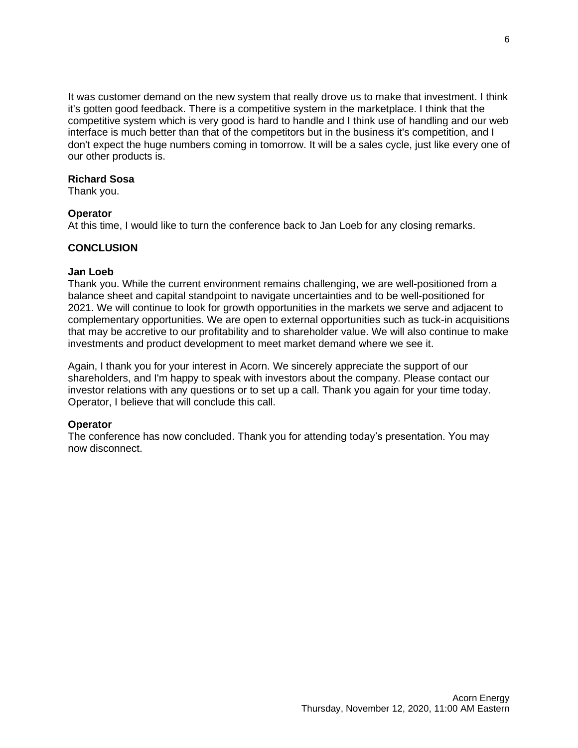It was customer demand on the new system that really drove us to make that investment. I think it's gotten good feedback. There is a competitive system in the marketplace. I think that the competitive system which is very good is hard to handle and I think use of handling and our web interface is much better than that of the competitors but in the business it's competition, and I don't expect the huge numbers coming in tomorrow. It will be a sales cycle, just like every one of our other products is.

**Richard Sosa**
Thank you.

**Operator**
At this time, I would like to turn the conference back to Jan Loeb for any closing remarks.

**CONCLUSION**

**Jan Loeb**
Thank you. While the current environment remains challenging, we are well-positioned from a balance sheet and capital standpoint to navigate uncertainties and to be well-positioned for 2021. We will continue to look for growth opportunities in the markets we serve and adjacent to complementary opportunities. We are open to external opportunities such as tuck-in acquisitions that may be accretive to our profitability and to shareholder value. We will also continue to make investments and product development to meet market demand where we see it.

Again, I thank you for your interest in Acorn. We sincerely appreciate the support of our shareholders, and I'm happy to speak with investors about the company. Please contact our investor relations with any questions or to set up a call. Thank you again for your time today. Operator, I believe that will conclude this call.

**Operator**
The conference has now concluded. Thank you for attending today's presentation. You may now disconnect.